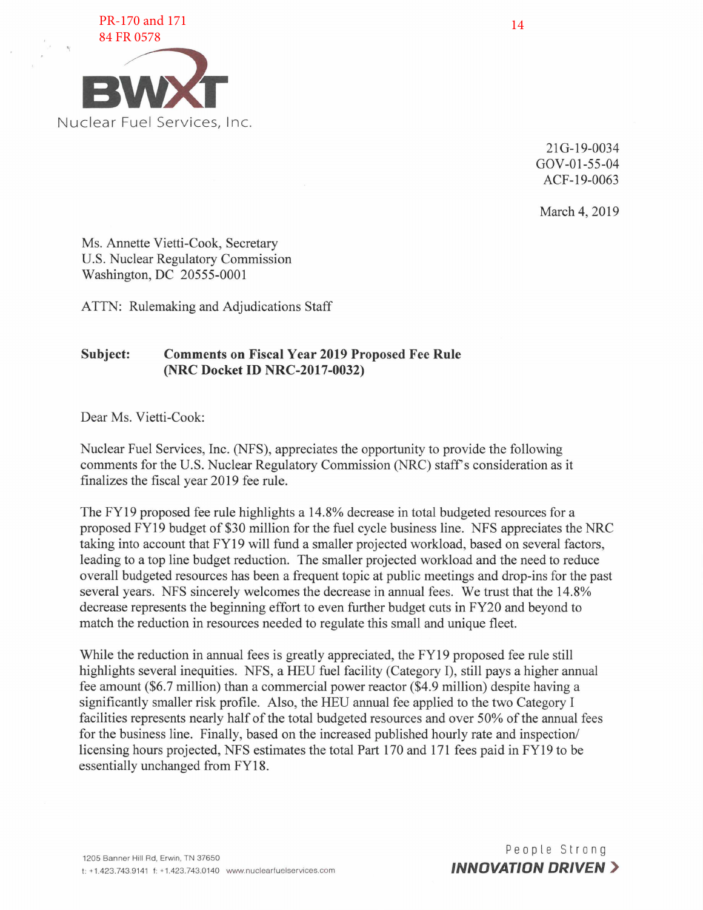PR-170 and 171
84 FR 0578

BWXT
Nuclear Fuel Services, Inc.

21G-19-0034
GOV-01-55-04
ACF-19-0063

March 4, 2019

Ms. Annette Vietti-Cook, Secretary
U.S. Nuclear Regulatory Commission
Washington, DC 20555-0001

ATTN: Rulemaking and Adjudications Staff

**Subject: Comments on Fiscal Year 2019 Proposed Fee Rule (NRC Docket ID NRC-2017-0032)**

Dear Ms. Vietti-Cook:

Nuclear Fuel Services, Inc. (NFS), appreciates the opportunity to provide the following comments for the U.S. Nuclear Regulatory Commission (NRC) staff's consideration as it finalizes the fiscal year 2019 fee rule.

The FY19 proposed fee rule highlights a 14.8% decrease in total budgeted resources for a proposed FY19 budget of $30 million for the fuel cycle business line. NFS appreciates the NRC taking into account that FY19 will fund a smaller projected workload, based on several factors, leading to a top line budget reduction. The smaller projected workload and the need to reduce overall budgeted resources has been a frequent topic at public meetings and drop-ins for the past several years. NFS sincerely welcomes the decrease in annual fees. We trust that the 14.8% decrease represents the beginning effort to even further budget cuts in FY20 and beyond to match the reduction in resources needed to regulate this small and unique fleet.

While the reduction in annual fees is greatly appreciated, the FY19 proposed fee rule still highlights several inequities. NFS, a HEU fuel facility (Category I), still pays a higher annual fee amount ($6.7 million) than a commercial power reactor ($4.9 million) despite having a significantly smaller risk profile. Also, the HEU annual fee applied to the two Category I facilities represents nearly half of the total budgeted resources and over 50% of the annual fees for the business line. Finally, based on the increased published hourly rate and inspection/ licensing hours projected, NFS estimates the total Part 170 and 171 fees paid in FY19 to be essentially unchanged from FY18.

1205 Banner Hill Rd, Erwin, TN 37650
t: +1.423.743.9141 f: +1.423.743.0140 www.nuclearfuelservices.com

People Strong
**INNOVATION DRIVEN**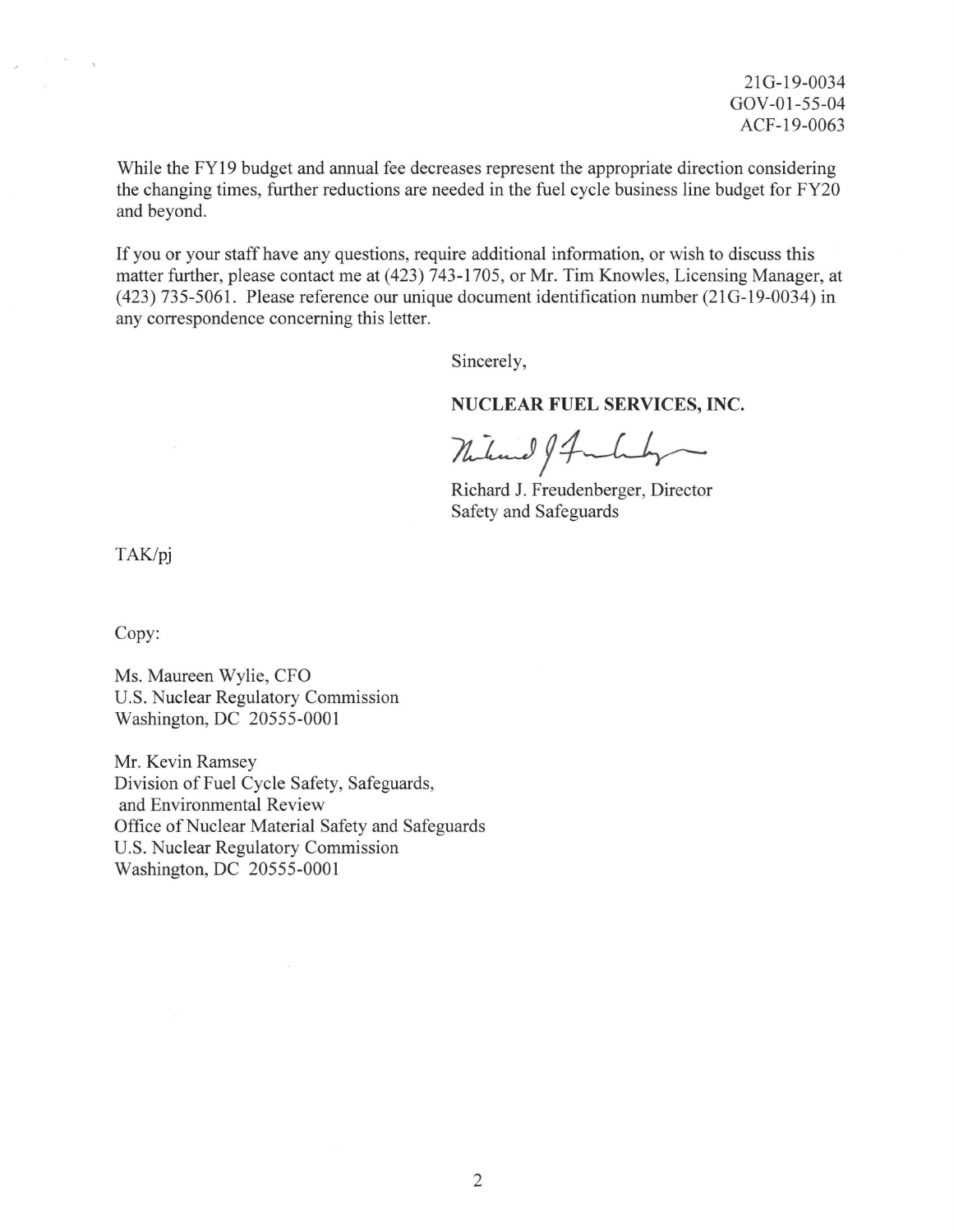21G-19-0034
GOV-01-55-04
ACF-19-0063

While the FY19 budget and annual fee decreases represent the appropriate direction considering the changing times, further reductions are needed in the fuel cycle business line budget for FY20 and beyond.

If you or your staff have any questions, require additional information, or wish to discuss this matter further, please contact me at (423) 743-1705, or Mr. Tim Knowles, Licensing Manager, at (423) 735-5061. Please reference our unique document identification number (21G-19-0034) in any correspondence concerning this letter.

Sincerely,

**NUCLEAR FUEL SERVICES, INC.**

Richard J. Freudenberger, Director
Safety and Safeguards

TAK/pj

Copy:

Ms. Maureen Wylie, CFO
U.S. Nuclear Regulatory Commission
Washington, DC 20555-0001

Mr. Kevin Ramsey
Division of Fuel Cycle Safety, Safeguards, and Environmental Review
Office of Nuclear Material Safety and Safeguards
U.S. Nuclear Regulatory Commission
Washington, DC 20555-0001